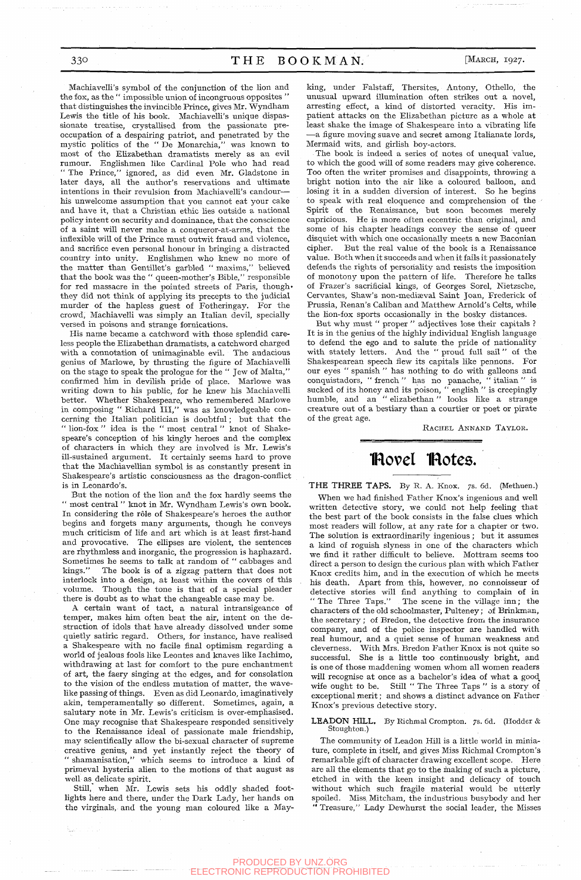Machiavelli's symbol of the conjunction of the lion and the fox, as the "impossible union of incongruous opposites" that distinguishes the invincible Prince, gives Mr. Wyndham Lewis the title of his book. Machiavelli's unique dispassionate treatise, crystallised from the passionate preoccupation of a despairing patriot, and penetrated by the mystic politics of the "De Monarchia," was known to most of the Elizabethan dramatists merely as an evil rumour. Englishmen like Cardinal Pole who had read "The Prince," ignored, as did even Mr. Gladstone in later days, all the author's reservations and ultimate intentions in their revulsion from Machiavelli's candour—his unwelcome assumption that you cannot eat your cake and have it, that a Christian ethic lies outside a national policy intent on security and dominance, that the conscience of a saint will never make a conqueror-at-arms, that the inflexible will of the Prince must outwit fraud and violence, and sacrifice even personal honour in bringing a distracted country into unity. Englishmen who knew no more of the matter than Gentillet's garbled "maxims," believed that the book was the "queen-mother's Bible," responsible for red massacre in the pointed streets of Paris, though they did not think of applying its precepts to the judicial murder of the hapless guest of Fotheringay. For the crowd, Machiavelli was simply an Italian devil, specially versed in poisons and strange fornications.

His name became a catchword with those splendid careless people the Elizabethan dramatists, a catchword charged with a connotation of unimaginable evil. The audacious genius of Marlowe, by thrusting the figure of Machiavelli on the stage to speak the prologue for the "Jew of Malta," confirmed him in devilish pride of place. Marlowe was writing down to his public, for he knew his Machiavelli better. Whether Shakespeare, who remembered Marlowe in composing "Richard III," was as knowledgeable concerning the Italian politician is doubtful; but that the "lion-fox" idea is the "most central" knot of Shakespeare's conception of his kingly heroes and the complex of characters in which they are involved is Mr. Lewis's ill-sustained argument. It certainly seems hard to prove that the Machiavellian symbol is as constantly present in Shakespeare's artistic consciousness as the dragon-conflict is in Leonardo's.

But the notion of the lion and the fox hardly seems the "most central" knot in Mr. Wyndham Lewis's own book. In considering the rôle of Shakespeare's heroes the author begins and forgets many arguments, though he conveys much criticism of life and art which is at least first-hand and provocative. The ellipses are violent, the sentences are rhythmless and inorganic, the progression is haphazard. Sometimes he seems to talk at random of "cabbages and kings." The book is of a zigzag pattern that does not interlock into a design, at least within the covers of this volume. Though the tone is that of a special pleader there is doubt as to what the changeable case may be.

A certain want of tact, a natural intransigeance of temper, makes him often beat the air, intent on the destruction of idols that have already dissolved under some quietly satiric regard. Others, for instance, have realised a Shakespeare with no facile final optimism regarding a world of jealous fools like Leontes and knaves like Iachimo, withdrawing at last for comfort to the pure enchantment of art, the faery singing at the edges, and for consolation to the vision of the endless mutation of matter, the wave-like passing of things. Even as did Leonardo, imaginatively akin, temperamentally so different. Sometimes, again, a salutary note in Mr. Lewis's criticism is over-emphasised. One may recognise that Shakespeare responded sensitively to the Renaissance ideal of passionate male friendship, may scientifically allow the bi-sexual character of supreme creative genius, and yet instantly reject the theory of "shamanisation," which seems to introduce a kind of primeval hysteria alien to the motions of that august as well as delicate spirit.

Still, when Mr. Lewis sets his oddly shaded footlights here and there, under the Dark Lady, her hands on the virginals, and the young man coloured like a May-king, under Falstaff, Thersites, Antony, Othello, the unusual upward illumination often strikes out a novel, arresting effect, a kind of distorted veracity. His impatient attacks on the Elizabethan picture as a whole at least shake the image of Shakespeare into a vibrating life—a figure moving suave and secret among Italianate lords, Mermaid wits, and girlish boy-actors.

The book is indeed a series of notes of unequal value, to which the good will of some readers may give coherence. Too often the writer promises and disappoints, throwing a bright notion into the air like a coloured balloon, and losing it in a sudden diversion of interest. So he begins to speak with real eloquence and comprehension of the Spirit of the Renaissance, but soon becomes merely capricious. He is more often eccentric than original, and some of his chapter headings convey the sense of queer disquiet with which one occasionally meets a new Baconian cipher. But the real value of the book is a Renaissance value. Both when it succeeds and when it fails it passionately defends the rights of personality and resists the imposition of monotony upon the pattern of life. Therefore he talks of Frazer's sacrificial kings, of Georges Sorel, Nietzsche, Cervantes, Shaw's non-mediæval Saint Joan, Frederick of Prussia, Renan's Caliban and Matthew Arnold's Celts, while the lion-fox sports occasionally in the bosky distances.

But why must "proper" adjectives lose their capitals? It is in the genius of the highly individual English language to defend the ego and to salute the pride of nationality with stately letters. And the "proud full sail" of the Shakespearean speech flew its capitals like pennons. For our eyes "spanish" has nothing to do with galleons and conquistadors, "french" has no panache, "italian" is sucked of its honey and its poison, "english" is creepingly humble, and an "elizabethan" looks like a strange creature out of a bestiary than a courtier or poet or pirate of the great age.

RACHEL ANNAND TAYLOR.

## Novel Notes.

**THE THREE TAPS.** By R. A. Knox. 7s. 6d. (Methuen.)

When we had finished Father Knox's ingenious and well written detective story, we could not help feeling that the best part of the book consists in the false clues which most readers will follow, at any rate for a chapter or two. The solution is extraordinarily ingenious; but it assumes a kind of roguish slyness in one of the characters which we find it rather difficult to believe. Mottram seems too direct a person to design the curious plan with which Father Knox credits him, and in the execution of which he meets his death. Apart from this, however, no connoisseur of detective stories will find anything to complain of in "The Three Taps." The scene in the village inn; the characters of the old schoolmaster, Pulteney; of Brinkman, the secretary; of Bredon, the detective from the insurance company, and of the police inspector are handled with real humour, and a quiet sense of human weakness and cleverness. With Mrs. Bredon Father Knox is not quite so successful. She is a little too continuously bright, and is one of those maddening women whom all women readers will recognise at once as a bachelor's idea of what a good wife ought to be. Still "The Three Taps" is a story of exceptional merit; and shows a distinct advance on Father Knox's previous detective story.

**LEADON HILL.** By Richmal Crompton. 7s. 6d. (Hodder & Stoughton.)

The community of Leadon Hill is a little world in miniature, complete in itself, and gives Miss Richmal Crompton's remarkable gift of character drawing excellent scope. Here are all the elements that go to the making of such a picture, etched in with the keen insight and delicacy of touch without which such fragile material would be utterly spoiled. Miss Mitcham, the industrious busybody and her "Treasure," Lady Dewhurst the social leader, the Misses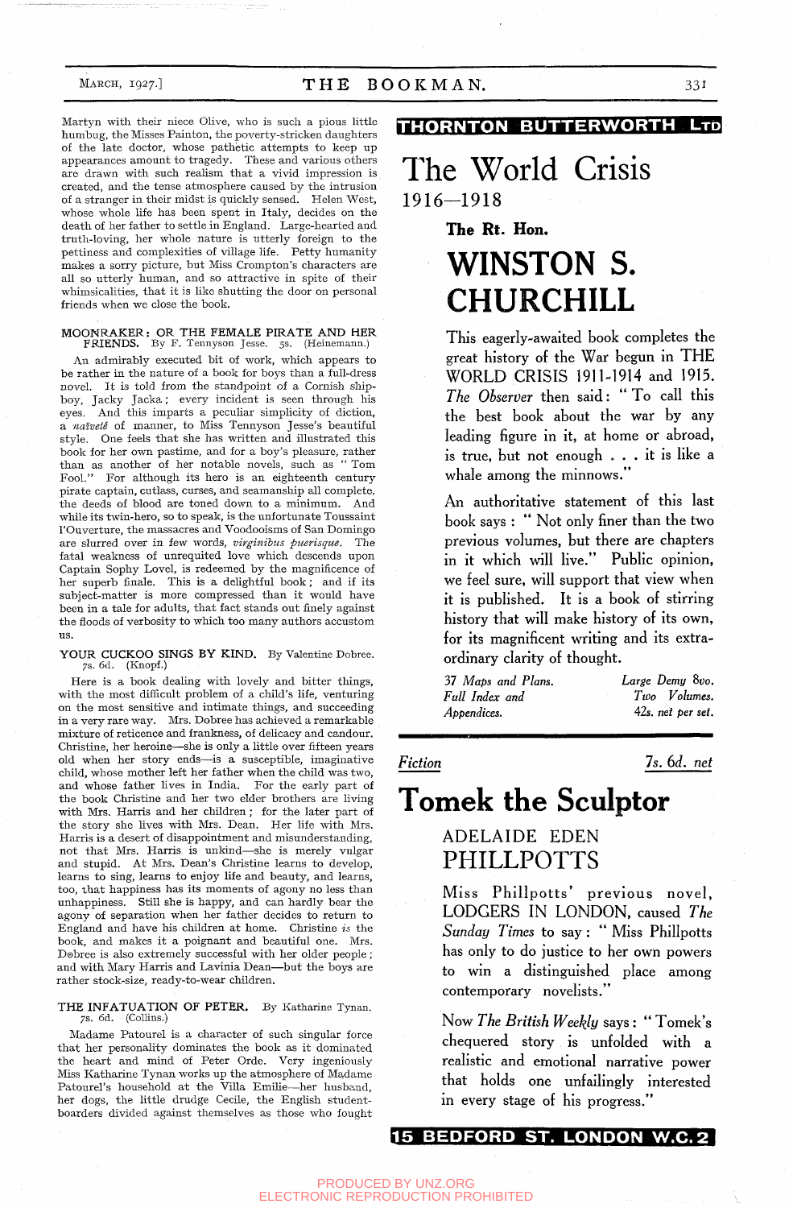Martyn with their niece Olive, who is such a pious little humbug, the Misses Painton, the poverty-stricken daughters of the late doctor, whose pathetic attempts to keep up appearances amount to tragedy. These and various others are drawn with such realism that a vivid impression is created, and the tense atmosphere caused by the intrusion of a stranger in their midst is quickly sensed. Helen West, whose whole life has been spent in Italy, decides on the death of her father to settle in England. Large-hearted and truth-loving, her whole nature is utterly foreign to the pettiness and complexities of village life. Petty humanity makes a sorry picture, but Miss Crompton's characters are all so utterly human, and so attractive in spite of their whimsicalities, that it is like shutting the door on personal friends when we close the book.

MOONRAKER: OR THE FEMALE PIRATE AND HER FRIENDS. By F. Tennyson Jesse. 5s. (Heinemann.)

An admirably executed bit of work, which appears to be rather in the nature of a book for boys than a full-dress novel. It is told from the standpoint of a Cornish ship-boy, Jacky Jacka; every incident is seen through his eyes. And this imparts a peculiar simplicity of diction, a *naïveté* of manner, to Miss Tennyson Jesse's beautiful style. One feels that she has written and illustrated this book for her own pastime, and for a boy's pleasure, rather than as another of her notable novels, such as "Tom Fool." For although its hero is an eighteenth century pirate captain, cutlass, curses, and seamanship all complete, the deeds of blood are toned down to a minimum. And while its twin-hero, so to speak, is the unfortunate Toussaint l'Ouverture, the massacres and Voodooisms of San Domingo are slurred over in few words, *virginibus puerisque*. The fatal weakness of unrequited love which descends upon Captain Sophy Lovel, is redeemed by the magnificence of her superb finale. This is a delightful book; and if its subject-matter is more compressed than it would have been in a tale for adults, that fact stands out finely against the floods of verbosity to which too many authors accustom us.

YOUR CUCKOO SINGS BY KIND. By Valentine Dobree. 7s. 6d. (Knopf.)

Here is a book dealing with lovely and bitter things, with the most difficult problem of a child's life, venturing on the most sensitive and intimate things, and succeeding in a very rare way. Mrs. Dobree has achieved a remarkable mixture of reticence and frankness, of delicacy and candour. Christine, her heroine—she is only a little over fifteen years old when her story ends—is a susceptible, imaginative child, whose mother left her father when the child was two, and whose father lives in India. For the early part of the book Christine and her two elder brothers are living with Mrs. Harris and her children; for the later part of the story she lives with Mrs. Dean. Her life with Mrs. Harris is a desert of disappointment and misunderstanding, not that Mrs. Harris is unkind—she is merely vulgar and stupid. At Mrs. Dean's Christine learns to develop, learns to sing, learns to enjoy life and beauty, and learns, too, that happiness has its moments of agony no less than unhappiness. Still she is happy, and can hardly bear the agony of separation when her father decides to return to England and have his children at home. Christine *is* the book, and makes it a poignant and beautiful one. Mrs. Dobree is also extremely successful with her older people; and with Mary Harris and Lavinia Dean—but the boys are rather stock-size, ready-to-wear children.

THE INFATUATION OF PETER. By Katharine Tynan. 7s. 6d. (Collins.)

Madame Patourel is a character of such singular force that her personality dominates the book as it dominated the heart and mind of Peter Orde. Very ingeniously Miss Katharine Tynan works up the atmosphere of Madame Patourel's household at the Villa Emilie—her husband, her dogs, the little drudge Cecile, the English student-boarders divided against themselves as those who fought

**THORNTON BUTTERWORTH LTD**

# The World Crisis
## 1916—1918

**The Rt. Hon.**

# WINSTON S. CHURCHILL

This eagerly-awaited book completes the great history of the War begun in THE WORLD CRISIS 1911-1914 and 1915. *The Observer* then said: "To call this the best book about the war by any leading figure in it, at home or abroad, is true, but not enough . . . it is like a whale among the minnows."

An authoritative statement of this last book says: "Not only finer than the two previous volumes, but there are chapters in it which will live." Public opinion, we feel sure, will support that view when it is published. It is a book of stirring history that will make history of its own, for its magnificent writing and its extraordinary clarity of thought.

*37 Maps and Plans. Full Index and Appendices.*

*Large Demy 8vo. Two Volumes. 42s. net per set.*

*Fiction* — *7s. 6d. net*

# Tomek the Sculptor

## ADELAIDE EDEN PHILLPOTTS

Miss Phillpotts' previous novel, LODGERS IN LONDON, caused *The Sunday Times* to say: "Miss Phillpotts has only to do justice to her own powers to win a distinguished place among contemporary novelists."

Now *The British Weekly* says: "Tomek's chequered story is unfolded with a realistic and emotional narrative power that holds one unfailingly interested in every stage of his progress."

**15 BEDFORD ST. LONDON W.C.2**